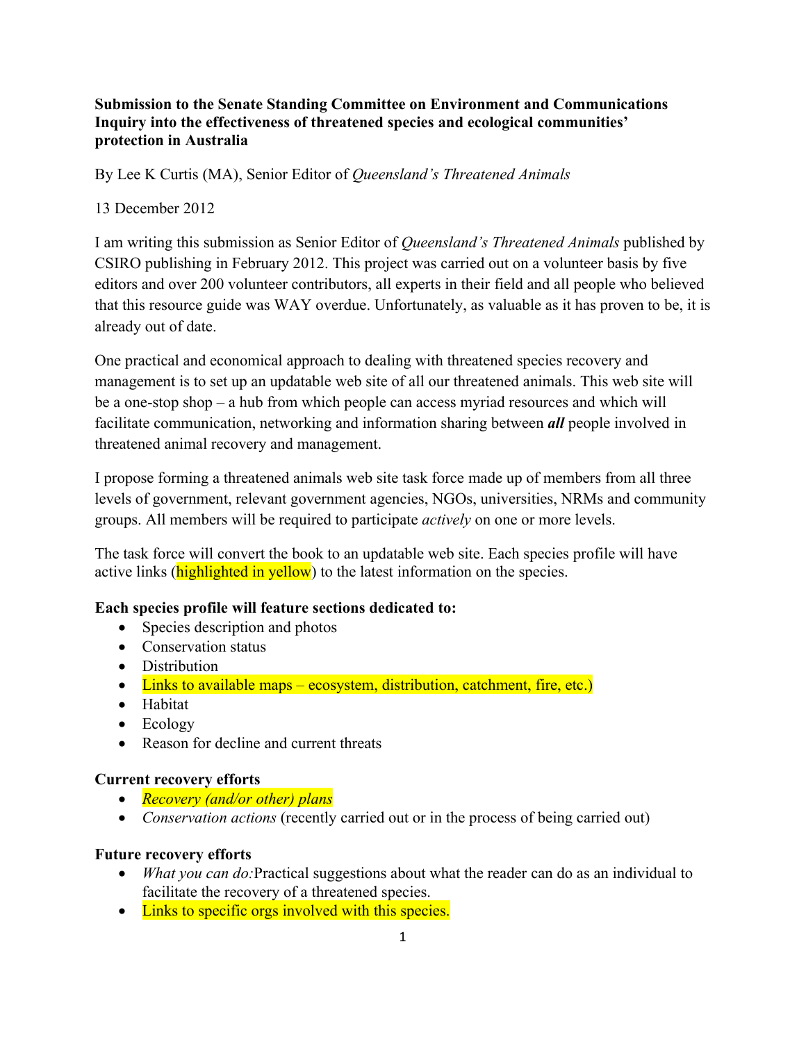**Submission to the Senate Standing Committee on Environment and Communications Inquiry into the effectiveness of threatened species and ecological communities' protection in Australia**

By Lee K Curtis (MA), Senior Editor of *Queensland's Threatened Animals*

13 December 2012

I am writing this submission as Senior Editor of *Queensland's Threatened Animals* published by CSIRO publishing in February 2012. This project was carried out on a volunteer basis by five editors and over 200 volunteer contributors, all experts in their field and all people who believed that this resource guide was WAY overdue. Unfortunately, as valuable as it has proven to be, it is already out of date.

One practical and economical approach to dealing with threatened species recovery and management is to set up an updatable web site of all our threatened animals. This web site will be a one-stop shop – a hub from which people can access myriad resources and which will facilitate communication, networking and information sharing between ***all*** people involved in threatened animal recovery and management.

I propose forming a threatened animals web site task force made up of members from all three levels of government, relevant government agencies, NGOs, universities, NRMs and community groups. All members will be required to participate *actively* on one or more levels.

The task force will convert the book to an updatable web site. Each species profile will have active links (highlighted in yellow) to the latest information on the species.

**Each species profile will feature sections dedicated to:**

- Species description and photos
- Conservation status
- Distribution
- Links to available maps – ecosystem, distribution, catchment, fire, etc.)
- Habitat
- Ecology
- Reason for decline and current threats

**Current recovery efforts**

- *Recovery (and/or other) plans*
- *Conservation actions* (recently carried out or in the process of being carried out)

**Future recovery efforts**

- *What you can do:* Practical suggestions about what the reader can do as an individual to facilitate the recovery of a threatened species.
- Links to specific orgs involved with this species.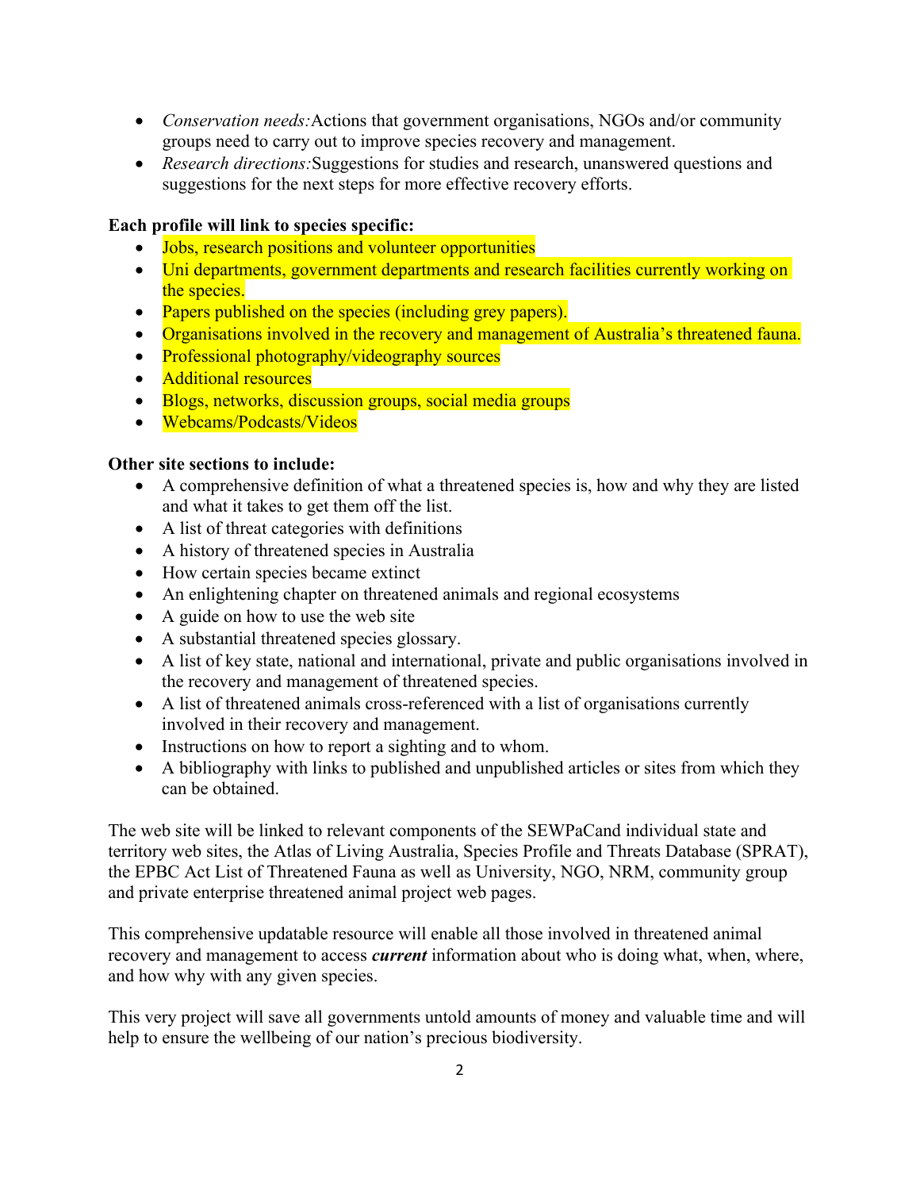- *Conservation needs:*Actions that government organisations, NGOs and/or community groups need to carry out to improve species recovery and management.
- *Research directions:*Suggestions for studies and research, unanswered questions and suggestions for the next steps for more effective recovery efforts.

**Each profile will link to species specific:**

- Jobs, research positions and volunteer opportunities
- Uni departments, government departments and research facilities currently working on the species.
- Papers published on the species (including grey papers).
- Organisations involved in the recovery and management of Australia's threatened fauna.
- Professional photography/videography sources
- Additional resources
- Blogs, networks, discussion groups, social media groups
- Webcams/Podcasts/Videos

**Other site sections to include:**

- A comprehensive definition of what a threatened species is, how and why they are listed and what it takes to get them off the list.
- A list of threat categories with definitions
- A history of threatened species in Australia
- How certain species became extinct
- An enlightening chapter on threatened animals and regional ecosystems
- A guide on how to use the web site
- A substantial threatened species glossary.
- A list of key state, national and international, private and public organisations involved in the recovery and management of threatened species.
- A list of threatened animals cross-referenced with a list of organisations currently involved in their recovery and management.
- Instructions on how to report a sighting and to whom.
- A bibliography with links to published and unpublished articles or sites from which they can be obtained.

The web site will be linked to relevant components of the SEWPaCand individual state and territory web sites, the Atlas of Living Australia, Species Profile and Threats Database (SPRAT), the EPBC Act List of Threatened Fauna as well as University, NGO, NRM, community group and private enterprise threatened animal project web pages.

This comprehensive updatable resource will enable all those involved in threatened animal recovery and management to access ***current*** information about who is doing what, when, where, and how why with any given species.

This very project will save all governments untold amounts of money and valuable time and will help to ensure the wellbeing of our nation's precious biodiversity.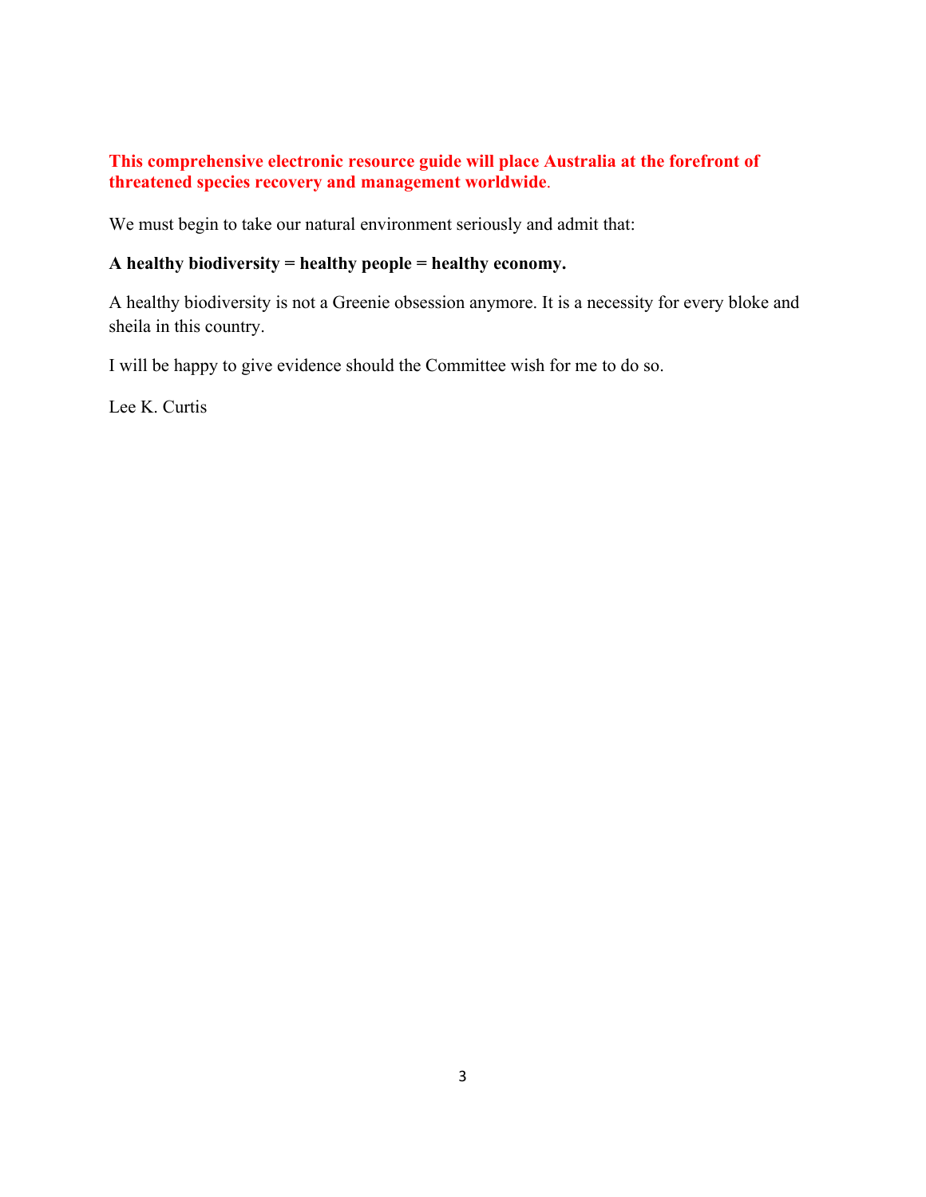**This comprehensive electronic resource guide will place Australia at the forefront of threatened species recovery and management worldwide**.

We must begin to take our natural environment seriously and admit that:

**A healthy biodiversity = healthy people = healthy economy.**

A healthy biodiversity is not a Greenie obsession anymore. It is a necessity for every bloke and sheila in this country.

I will be happy to give evidence should the Committee wish for me to do so.

Lee K. Curtis